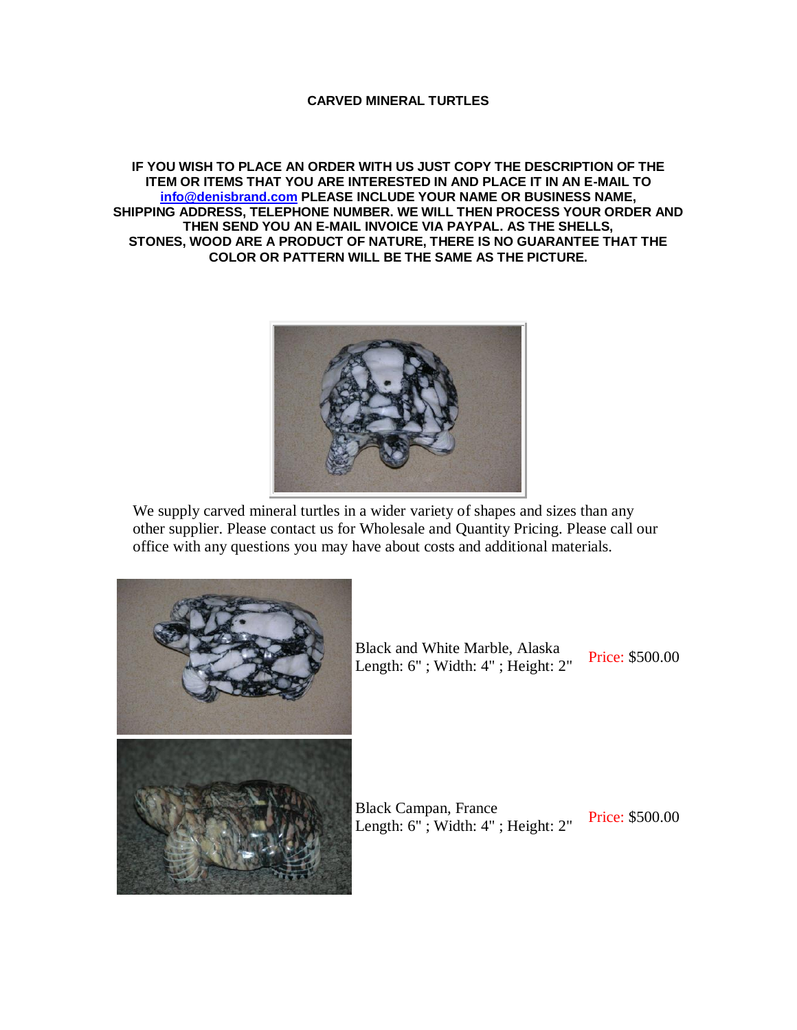# CARVED MINERAL TURTLES

**IF YOU WISH TO PLACE AN ORDER WITH US JUST COPY THE DESCRIPTION OF THE ITEM OR ITEMS THAT YOU ARE INTERESTED IN AND PLACE IT IN AN E-MAIL TO [info@denisbrand.com](mailto:info@denisbrand.com) PLEASE INCLUDE YOUR NAME OR BUSINESS NAME, SHIPPING ADDRESS, TELEPHONE NUMBER. WE WILL THEN PROCESS YOUR ORDER AND THEN SEND YOU AN E-MAIL INVOICE VIA PAYPAL. AS THE SHELLS, STONES, WOOD ARE A PRODUCT OF NATURE, THERE IS NO GUARANTEE THAT THE COLOR OR PATTERN WILL BE THE SAME AS THE PICTURE.**

We supply carved mineral turtles in a wider variety of shapes and sizes than any other supplier. Please contact us for Wholesale and Quantity Pricing. Please call our office with any questions you may have about costs and additional materials.

| Description | Price |
| --- | --- |
| Black and White Marble, Alaska<br>Length: 6" ; Width: 4" ; Height: 2" | Price: $500.00 |
| Black Campan, France<br>Length: 6" ; Width: 4" ; Height: 2" | Price: $500.00 |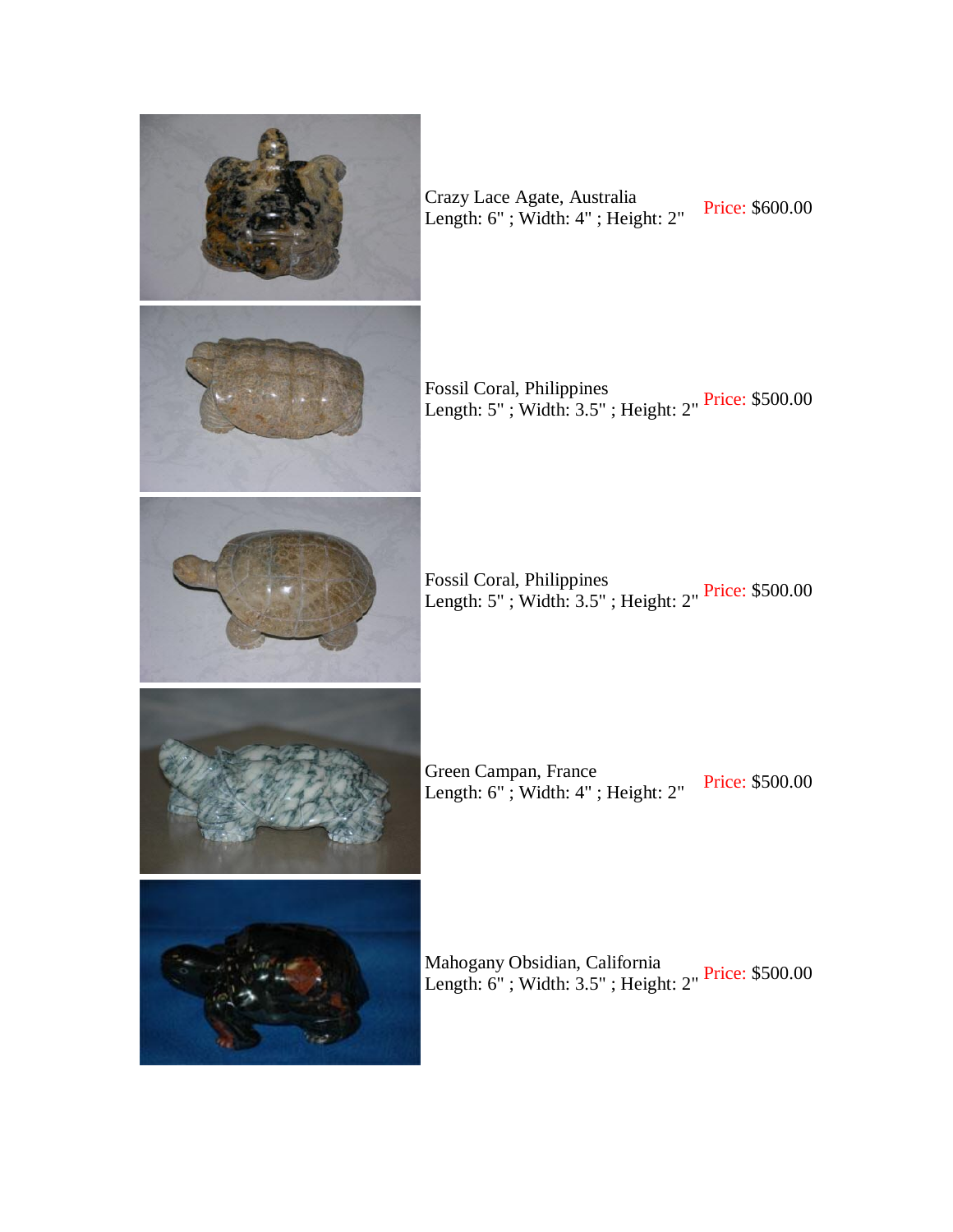| Item | Price |
| --- | --- |
| Crazy Lace Agate, Australia<br>Length: 6" ; Width: 4" ; Height: 2" | Price: $600.00 |
| Fossil Coral, Philippines<br>Length: 5" ; Width: 3.5" ; Height: 2" | Price: $500.00 |
| Fossil Coral, Philippines<br>Length: 5" ; Width: 3.5" ; Height: 2" | Price: $500.00 |
| Green Campan, France<br>Length: 6" ; Width: 4" ; Height: 2" | Price: $500.00 |
| Mahogany Obsidian, California<br>Length: 6" ; Width: 3.5" ; Height: 2" | Price: $500.00 |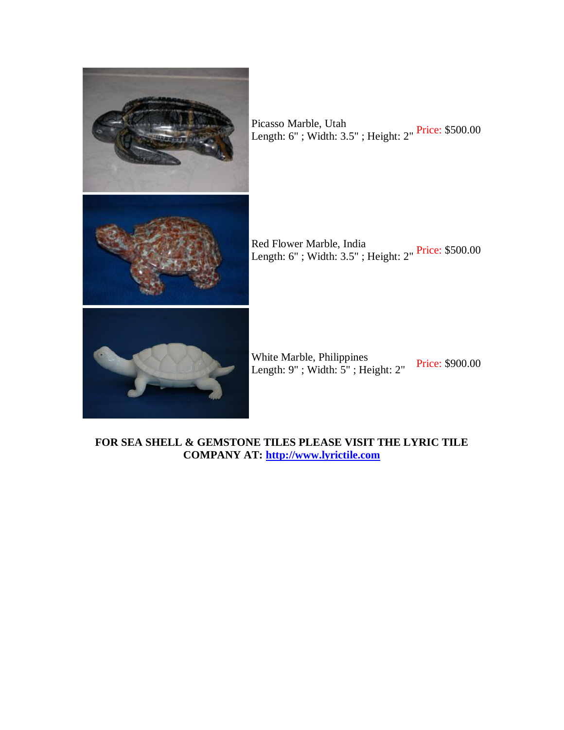| | | |
|---|---|---|
| | Picasso Marble, Utah<br>Length: 6" ; Width: 3.5" ; Height: 2" | Price: $500.00 |
| | Red Flower Marble, India<br>Length: 6" ; Width: 3.5" ; Height: 2" | Price: $500.00 |
| | White Marble, Philippines<br>Length: 9" ; Width: 5" ; Height: 2" | Price: $900.00 |

**FOR SEA SHELL & GEMSTONE TILES PLEASE VISIT THE LYRIC TILE COMPANY AT: http://www.lyrictile.com**